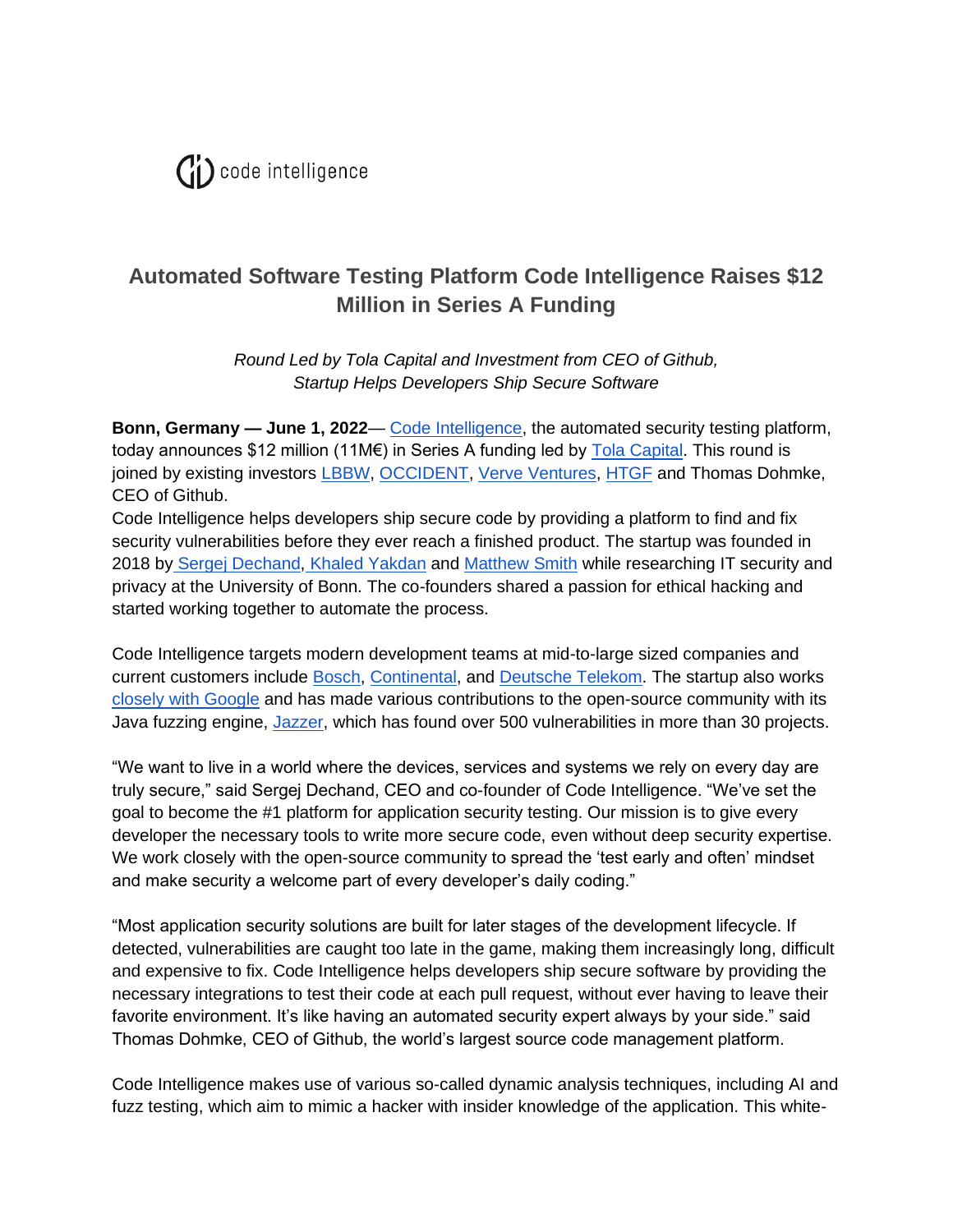code intelligence

# Automated Software Testing Platform Code Intelligence Raises $12 Million in Series A Funding

*Round Led by Tola Capital and Investment from CEO of Github, Startup Helps Developers Ship Secure Software*

**Bonn, Germany — June 1, 2022**— Code Intelligence, the automated security testing platform, today announces $12 million (11M€) in Series A funding led by Tola Capital. This round is joined by existing investors LBBW, OCCIDENT, Verve Ventures, HTGF and Thomas Dohmke, CEO of Github.

Code Intelligence helps developers ship secure code by providing a platform to find and fix security vulnerabilities before they ever reach a finished product. The startup was founded in 2018 by Sergej Dechand, Khaled Yakdan and Matthew Smith while researching IT security and privacy at the University of Bonn. The co-founders shared a passion for ethical hacking and started working together to automate the process.

Code Intelligence targets modern development teams at mid-to-large sized companies and current customers include Bosch, Continental, and Deutsche Telekom. The startup also works closely with Google and has made various contributions to the open-source community with its Java fuzzing engine, Jazzer, which has found over 500 vulnerabilities in more than 30 projects.

“We want to live in a world where the devices, services and systems we rely on every day are truly secure,” said Sergej Dechand, CEO and co-founder of Code Intelligence. “We’ve set the goal to become the #1 platform for application security testing. Our mission is to give every developer the necessary tools to write more secure code, even without deep security expertise. We work closely with the open-source community to spread the ‘test early and often’ mindset and make security a welcome part of every developer’s daily coding.”

“Most application security solutions are built for later stages of the development lifecycle. If detected, vulnerabilities are caught too late in the game, making them increasingly long, difficult and expensive to fix. Code Intelligence helps developers ship secure software by providing the necessary integrations to test their code at each pull request, without ever having to leave their favorite environment. It’s like having an automated security expert always by your side.” said Thomas Dohmke, CEO of Github, the world’s largest source code management platform.

Code Intelligence makes use of various so-called dynamic analysis techniques, including AI and fuzz testing, which aim to mimic a hacker with insider knowledge of the application. This white-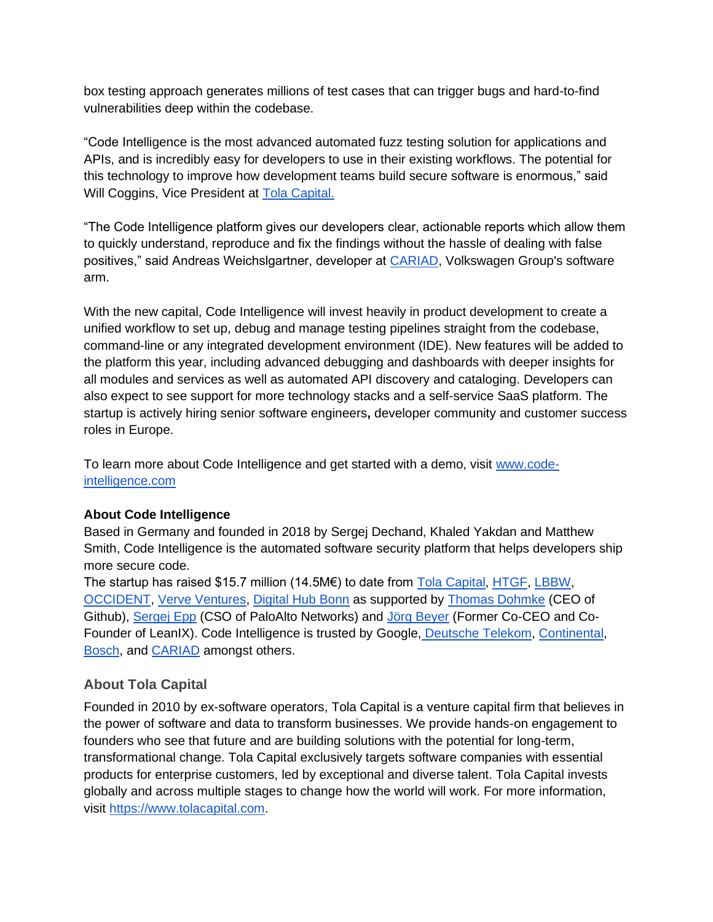box testing approach generates millions of test cases that can trigger bugs and hard-to-find vulnerabilities deep within the codebase.

"Code Intelligence is the most advanced automated fuzz testing solution for applications and APIs, and is incredibly easy for developers to use in their existing workflows. The potential for this technology to improve how development teams build secure software is enormous," said Will Coggins, Vice President at Tola Capital.

"The Code Intelligence platform gives our developers clear, actionable reports which allow them to quickly understand, reproduce and fix the findings without the hassle of dealing with false positives," said Andreas Weichslgartner, developer at CARIAD, Volkswagen Group's software arm.

With the new capital, Code Intelligence will invest heavily in product development to create a unified workflow to set up, debug and manage testing pipelines straight from the codebase, command-line or any integrated development environment (IDE). New features will be added to the platform this year, including advanced debugging and dashboards with deeper insights for all modules and services as well as automated API discovery and cataloging. Developers can also expect to see support for more technology stacks and a self-service SaaS platform. The startup is actively hiring senior software engineers**,** developer community and customer success roles in Europe.

To learn more about Code Intelligence and get started with a demo, visit www.code-intelligence.com

**About Code Intelligence**

Based in Germany and founded in 2018 by Sergej Dechand, Khaled Yakdan and Matthew Smith, Code Intelligence is the automated software security platform that helps developers ship more secure code.

The startup has raised $15.7 million (14.5M€) to date from Tola Capital, HTGF, LBBW, OCCIDENT, Verve Ventures, Digital Hub Bonn as supported by Thomas Dohmke (CEO of Github), Sergej Epp (CSO of PaloAlto Networks) and Jörg Beyer (Former Co-CEO and Co-Founder of LeanIX). Code Intelligence is trusted by Google, Deutsche Telekom, Continental, Bosch, and CARIAD amongst others.

## About Tola Capital

Founded in 2010 by ex-software operators, Tola Capital is a venture capital firm that believes in the power of software and data to transform businesses. We provide hands-on engagement to founders who see that future and are building solutions with the potential for long-term, transformational change. Tola Capital exclusively targets software companies with essential products for enterprise customers, led by exceptional and diverse talent. Tola Capital invests globally and across multiple stages to change how the world will work. For more information, visit https://www.tolacapital.com.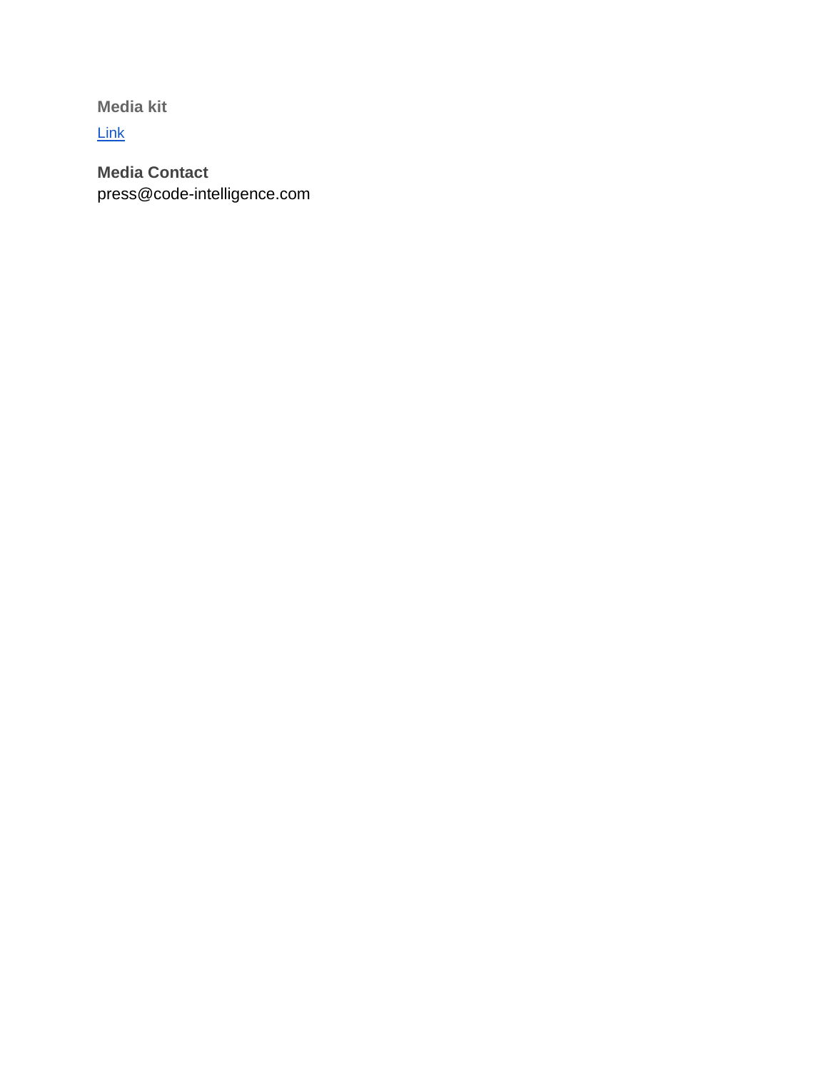**Media kit**

Link

**Media Contact**
press@code-intelligence.com